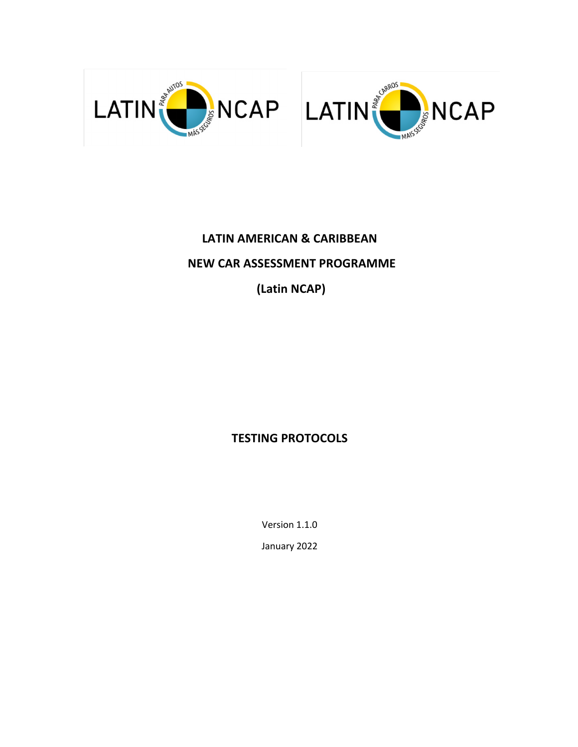# LATIN AMERICAN & CARIBBEAN

# NEW CAR ASSESSMENT PROGRAMME

# (Latin NCAP)

## TESTING PROTOCOLS

Version 1.1.0

January 2022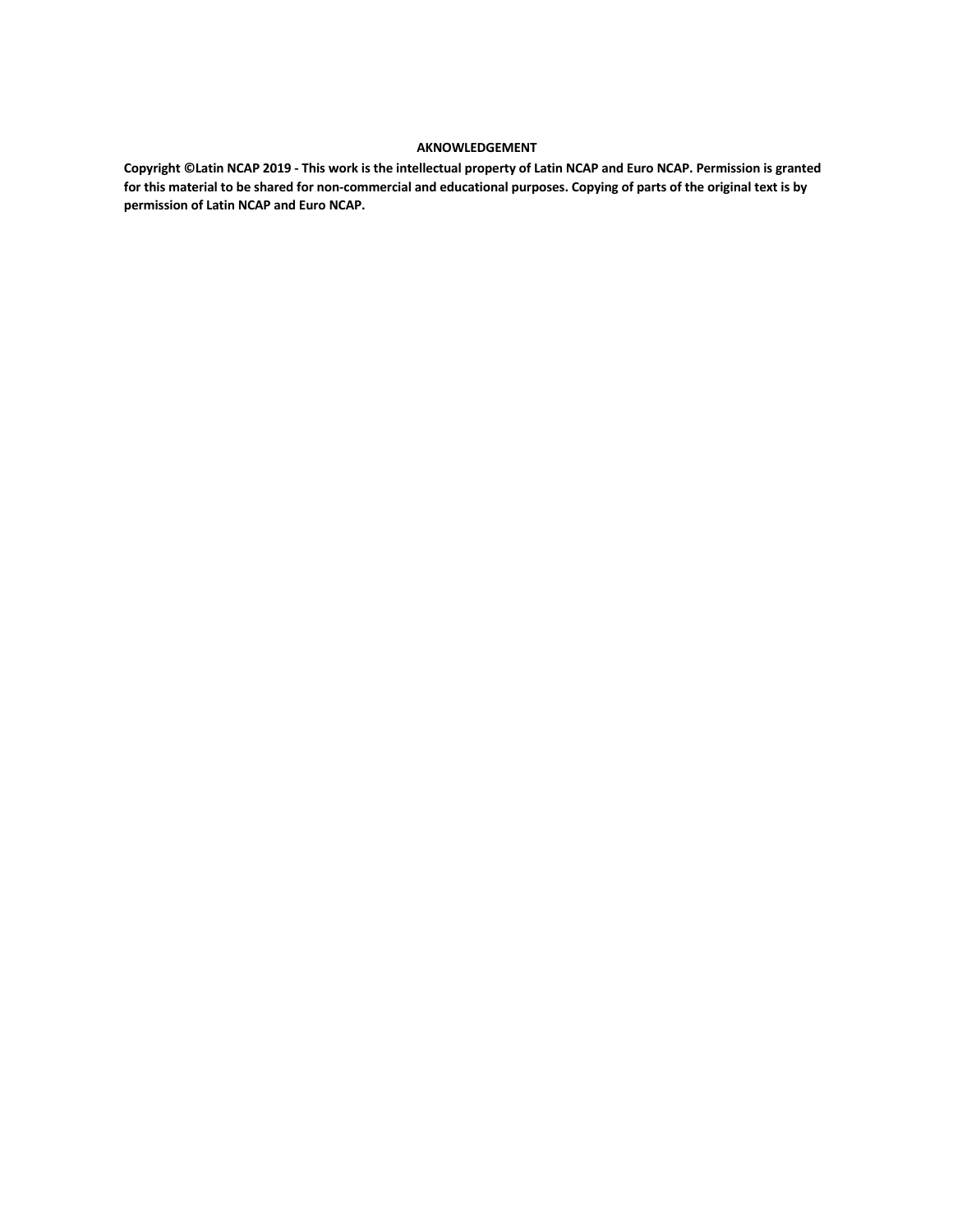**AKNOWLEDGEMENT**

**Copyright ©Latin NCAP 2019 - This work is the intellectual property of Latin NCAP and Euro NCAP. Permission is granted for this material to be shared for non-commercial and educational purposes. Copying of parts of the original text is by permission of Latin NCAP and Euro NCAP.**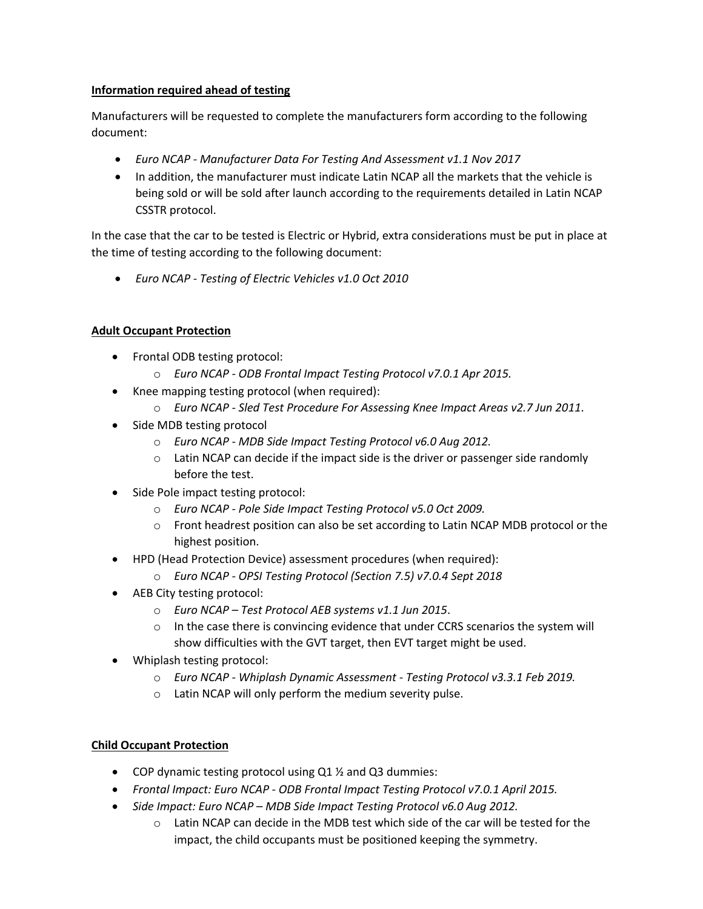**Information required ahead of testing**

Manufacturers will be requested to complete the manufacturers form according to the following document:

- *Euro NCAP - Manufacturer Data For Testing And Assessment v1.1 Nov 2017*
- In addition, the manufacturer must indicate Latin NCAP all the markets that the vehicle is being sold or will be sold after launch according to the requirements detailed in Latin NCAP CSSTR protocol.

In the case that the car to be tested is Electric or Hybrid, extra considerations must be put in place at the time of testing according to the following document:

- *Euro NCAP - Testing of Electric Vehicles v1.0 Oct 2010*

**Adult Occupant Protection**

- Frontal ODB testing protocol:
  - *Euro NCAP - ODB Frontal Impact Testing Protocol v7.0.1 Apr 2015.*
- Knee mapping testing protocol (when required):
  - *Euro NCAP - Sled Test Procedure For Assessing Knee Impact Areas v2.7 Jun 2011*.
- Side MDB testing protocol
  - *Euro NCAP - MDB Side Impact Testing Protocol v6.0 Aug 2012.*
  - Latin NCAP can decide if the impact side is the driver or passenger side randomly before the test.
- Side Pole impact testing protocol:
  - *Euro NCAP - Pole Side Impact Testing Protocol v5.0 Oct 2009.*
  - Front headrest position can also be set according to Latin NCAP MDB protocol or the highest position.
- HPD (Head Protection Device) assessment procedures (when required):
  - *Euro NCAP - OPSI Testing Protocol (Section 7.5) v7.0.4 Sept 2018*
- AEB City testing protocol:
  - *Euro NCAP – Test Protocol AEB systems v1.1 Jun 2015*.
  - In the case there is convincing evidence that under CCRS scenarios the system will show difficulties with the GVT target, then EVT target might be used.
- Whiplash testing protocol:
  - *Euro NCAP - Whiplash Dynamic Assessment - Testing Protocol v3.3.1 Feb 2019.*
  - Latin NCAP will only perform the medium severity pulse.

**Child Occupant Protection**

- COP dynamic testing protocol using Q1 ½ and Q3 dummies:
- *Frontal Impact: Euro NCAP - ODB Frontal Impact Testing Protocol v7.0.1 April 2015.*
- *Side Impact: Euro NCAP – MDB Side Impact Testing Protocol v6.0 Aug 2012.*
  - Latin NCAP can decide in the MDB test which side of the car will be tested for the impact, the child occupants must be positioned keeping the symmetry.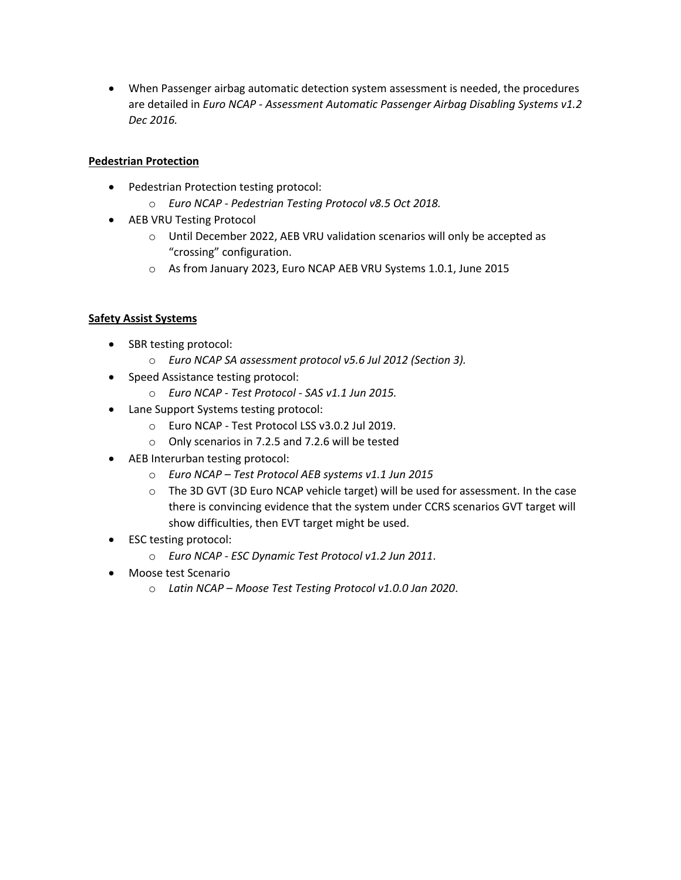- When Passenger airbag automatic detection system assessment is needed, the procedures are detailed in *Euro NCAP - Assessment Automatic Passenger Airbag Disabling Systems v1.2 Dec 2016.*

**Pedestrian Protection**

- Pedestrian Protection testing protocol:
  - *Euro NCAP - Pedestrian Testing Protocol v8.5 Oct 2018.*
- AEB VRU Testing Protocol
  - Until December 2022, AEB VRU validation scenarios will only be accepted as “crossing” configuration.
  - As from January 2023, Euro NCAP AEB VRU Systems 1.0.1, June 2015

**Safety Assist Systems**

- SBR testing protocol:
  - *Euro NCAP SA assessment protocol v5.6 Jul 2012 (Section 3).*
- Speed Assistance testing protocol:
  - *Euro NCAP - Test Protocol - SAS v1.1 Jun 2015.*
- Lane Support Systems testing protocol:
  - Euro NCAP - Test Protocol LSS v3.0.2 Jul 2019.
  - Only scenarios in 7.2.5 and 7.2.6 will be tested
- AEB Interurban testing protocol:
  - *Euro NCAP – Test Protocol AEB systems v1.1 Jun 2015*
  - The 3D GVT (3D Euro NCAP vehicle target) will be used for assessment. In the case there is convincing evidence that the system under CCRS scenarios GVT target will show difficulties, then EVT target might be used.
- ESC testing protocol:
  - *Euro NCAP - ESC Dynamic Test Protocol v1.2 Jun 2011*.
- Moose test Scenario
  - *Latin NCAP – Moose Test Testing Protocol v1.0.0 Jan 2020*.